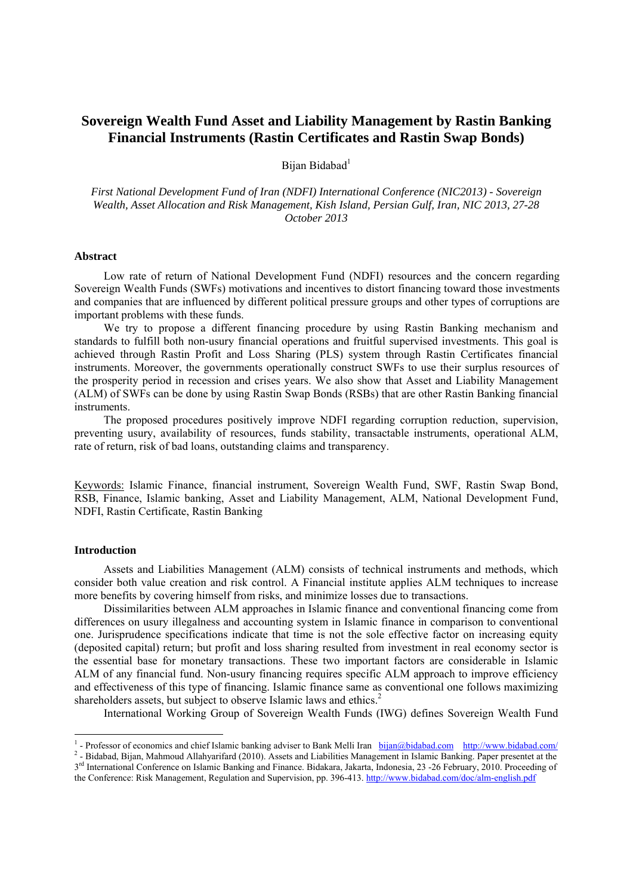# Sovereign Wealth Fund Asset and Liability Management by Rastin Banking Financial Instruments (Rastin Certificates and Rastin Swap Bonds)

Bijan Bidabad[1]

*First National Development Fund of Iran (NDFI) International Conference (NIC2013) - Sovereign Wealth, Asset Allocation and Risk Management, Kish Island, Persian Gulf, Iran, NIC 2013, 27-28 October 2013*

### Abstract

Low rate of return of National Development Fund (NDFI) resources and the concern regarding Sovereign Wealth Funds (SWFs) motivations and incentives to distort financing toward those investments and companies that are influenced by different political pressure groups and other types of corruptions are important problems with these funds.

We try to propose a different financing procedure by using Rastin Banking mechanism and standards to fulfill both non-usury financial operations and fruitful supervised investments. This goal is achieved through Rastin Profit and Loss Sharing (PLS) system through Rastin Certificates financial instruments. Moreover, the governments operationally construct SWFs to use their surplus resources of the prosperity period in recession and crises years. We also show that Asset and Liability Management (ALM) of SWFs can be done by using Rastin Swap Bonds (RSBs) that are other Rastin Banking financial instruments.

The proposed procedures positively improve NDFI regarding corruption reduction, supervision, preventing usury, availability of resources, funds stability, transactable instruments, operational ALM, rate of return, risk of bad loans, outstanding claims and transparency.

Keywords: Islamic Finance, financial instrument, Sovereign Wealth Fund, SWF, Rastin Swap Bond, RSB, Finance, Islamic banking, Asset and Liability Management, ALM, National Development Fund, NDFI, Rastin Certificate, Rastin Banking

### Introduction

Assets and Liabilities Management (ALM) consists of technical instruments and methods, which consider both value creation and risk control. A Financial institute applies ALM techniques to increase more benefits by covering himself from risks, and minimize losses due to transactions.

Dissimilarities between ALM approaches in Islamic finance and conventional financing come from differences on usury illegalness and accounting system in Islamic finance in comparison to conventional one. Jurisprudence specifications indicate that time is not the sole effective factor on increasing equity (deposited capital) return; but profit and loss sharing resulted from investment in real economy sector is the essential base for monetary transactions. These two important factors are considerable in Islamic ALM of any financial fund. Non-usury financing requires specific ALM approach to improve efficiency and effectiveness of this type of financing. Islamic finance same as conventional one follows maximizing shareholders assets, but subject to observe Islamic laws and ethics.[2]

International Working Group of Sovereign Wealth Funds (IWG) defines Sovereign Wealth Fund

---

[1] - Professor of economics and chief Islamic banking adviser to Bank Melli Iran bijan@bidabad.com http://www.bidabad.com/

[2] - Bidabad, Bijan, Mahmoud Allahyarifard (2010). Assets and Liabilities Management in Islamic Banking. Paper presentet at the 3rd International Conference on Islamic Banking and Finance. Bidakara, Jakarta, Indonesia, 23 -26 February, 2010. Proceeding of the Conference: Risk Management, Regulation and Supervision, pp. 396-413. http://www.bidabad.com/doc/alm-english.pdf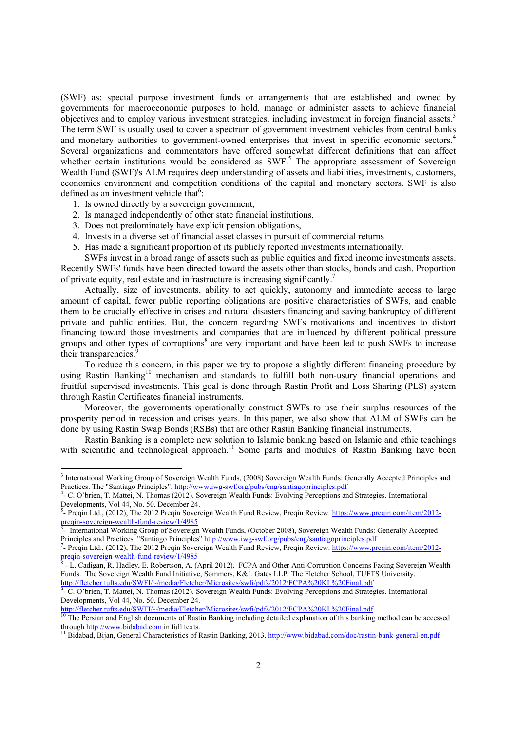(SWF) as: special purpose investment funds or arrangements that are established and owned by governments for macroeconomic purposes to hold, manage or administer assets to achieve financial objectives and to employ various investment strategies, including investment in foreign financial assets.[3] The term SWF is usually used to cover a spectrum of government investment vehicles from central banks and monetary authorities to government-owned enterprises that invest in specific economic sectors.[4] Several organizations and commentators have offered somewhat different definitions that can affect whether certain institutions would be considered as SWF.[5] The appropriate assessment of Sovereign Wealth Fund (SWF)'s ALM requires deep understanding of assets and liabilities, investments, customers, economics environment and competition conditions of the capital and monetary sectors. SWF is also defined as an investment vehicle that[6]:

1. Is owned directly by a sovereign government,
2. Is managed independently of other state financial institutions,
3. Does not predominately have explicit pension obligations,
4. Invests in a diverse set of financial asset classes in pursuit of commercial returns
5. Has made a significant proportion of its publicly reported investments internationally.

SWFs invest in a broad range of assets such as public equities and fixed income investments assets. Recently SWFs' funds have been directed toward the assets other than stocks, bonds and cash. Proportion of private equity, real estate and infrastructure is increasing significantly.[7]

Actually, size of investments, ability to act quickly, autonomy and immediate access to large amount of capital, fewer public reporting obligations are positive characteristics of SWFs, and enable them to be crucially effective in crises and natural disasters financing and saving bankruptcy of different private and public entities. But, the concern regarding SWFs motivations and incentives to distort financing toward those investments and companies that are influenced by different political pressure groups and other types of corruptions[8] are very important and have been led to push SWFs to increase their transparencies.[9]

To reduce this concern, in this paper we try to propose a slightly different financing procedure by using Rastin Banking[10] mechanism and standards to fulfill both non-usury financial operations and fruitful supervised investments. This goal is done through Rastin Profit and Loss Sharing (PLS) system through Rastin Certificates financial instruments.

Moreover, the governments operationally construct SWFs to use their surplus resources of the prosperity period in recession and crises years. In this paper, we also show that ALM of SWFs can be done by using Rastin Swap Bonds (RSBs) that are other Rastin Banking financial instruments.

Rastin Banking is a complete new solution to Islamic banking based on Islamic and ethic teachings with scientific and technological approach.[11] Some parts and modules of Rastin Banking have been

---

[3] International Working Group of Sovereign Wealth Funds, (2008) Sovereign Wealth Funds: Generally Accepted Principles and Practices. The "Santiago Principles". http://www.iwg-swf.org/pubs/eng/santiagoprinciples.pdf

[4]- C. O'brien, T. Mattei, N. Thomas (2012). Sovereign Wealth Funds: Evolving Perceptions and Strategies. International Developments, Vol 44, No. 50. December 24.

[5]- Preqin Ltd., (2012), The 2012 Preqin Sovereign Wealth Fund Review, Preqin Review. https://www.preqin.com/item/2012-preqin-sovereign-wealth-fund-review/1/4985

[6]- International Working Group of Sovereign Wealth Funds, (October 2008), Sovereign Wealth Funds: Generally Accepted Principles and Practices. "Santiago Principles" http://www.iwg-swf.org/pubs/eng/santiagoprinciples.pdf

[7]- Preqin Ltd., (2012), The 2012 Preqin Sovereign Wealth Fund Review, Preqin Review. https://www.preqin.com/item/2012-preqin-sovereign-wealth-fund-review/1/4985

[8] - L. Cadigan, R. Hadley, E. Robertson, A. (April 2012). FCPA and Other Anti-Corruption Concerns Facing Sovereign Wealth Funds. The Sovereign Wealth Fund Initiative, Sommers, K&L Gates LLP. The Fletcher School, TUFTS University. http://fletcher.tufts.edu/SWFI/~/media/Fletcher/Microsites/swfi/pdfs/2012/FCPA%20KL%20Final.pdf

[9]- C. O'brien, T. Mattei, N. Thomas (2012). Sovereign Wealth Funds: Evolving Perceptions and Strategies. International Developments, Vol 44, No. 50. December 24. http://fletcher.tufts.edu/SWFI/~/media/Fletcher/Microsites/swfi/pdfs/2012/FCPA%20KL%20Final.pdf

[10] The Persian and English documents of Rastin Banking including detailed explanation of this banking method can be accessed through http://www.bidabad.com in full texts.

[11] Bidabad, Bijan, General Characteristics of Rastin Banking, 2013. http://www.bidabad.com/doc/rastin-bank-general-en.pdf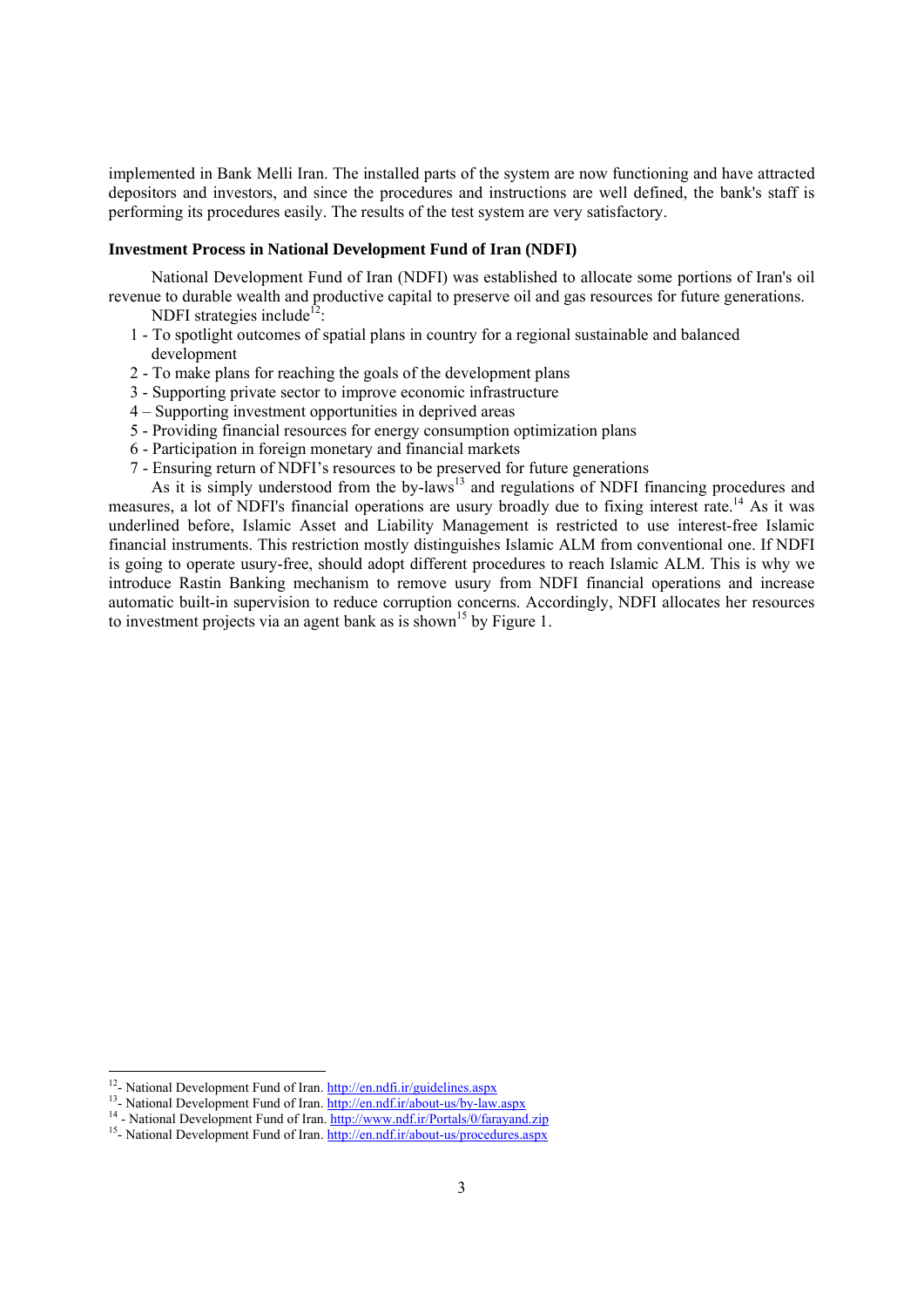implemented in Bank Melli Iran. The installed parts of the system are now functioning and have attracted depositors and investors, and since the procedures and instructions are well defined, the bank's staff is performing its procedures easily. The results of the test system are very satisfactory.

### Investment Process in National Development Fund of Iran (NDFI)

National Development Fund of Iran (NDFI) was established to allocate some portions of Iran's oil revenue to durable wealth and productive capital to preserve oil and gas resources for future generations.

NDFI strategies include[12]:

1 - To spotlight outcomes of spatial plans in country for a regional sustainable and balanced development
2 - To make plans for reaching the goals of the development plans
3 - Supporting private sector to improve economic infrastructure
4 – Supporting investment opportunities in deprived areas
5 - Providing financial resources for energy consumption optimization plans
6 - Participation in foreign monetary and financial markets
7 - Ensuring return of NDFI's resources to be preserved for future generations

As it is simply understood from the by-laws[13] and regulations of NDFI financing procedures and measures, a lot of NDFI's financial operations are usury broadly due to fixing interest rate.[14] As it was underlined before, Islamic Asset and Liability Management is restricted to use interest-free Islamic financial instruments. This restriction mostly distinguishes Islamic ALM from conventional one. If NDFI is going to operate usury-free, should adopt different procedures to reach Islamic ALM. This is why we introduce Rastin Banking mechanism to remove usury from NDFI financial operations and increase automatic built-in supervision to reduce corruption concerns. Accordingly, NDFI allocates her resources to investment projects via an agent bank as is shown[15] by Figure 1.

---

[12]- National Development Fund of Iran. http://en.ndfi.ir/guidelines.aspx
[13]- National Development Fund of Iran. http://en.ndf.ir/about-us/by-law.aspx
[14] - National Development Fund of Iran. http://www.ndf.ir/Portals/0/farayand.zip
[15]- National Development Fund of Iran. http://en.ndf.ir/about-us/procedures.aspx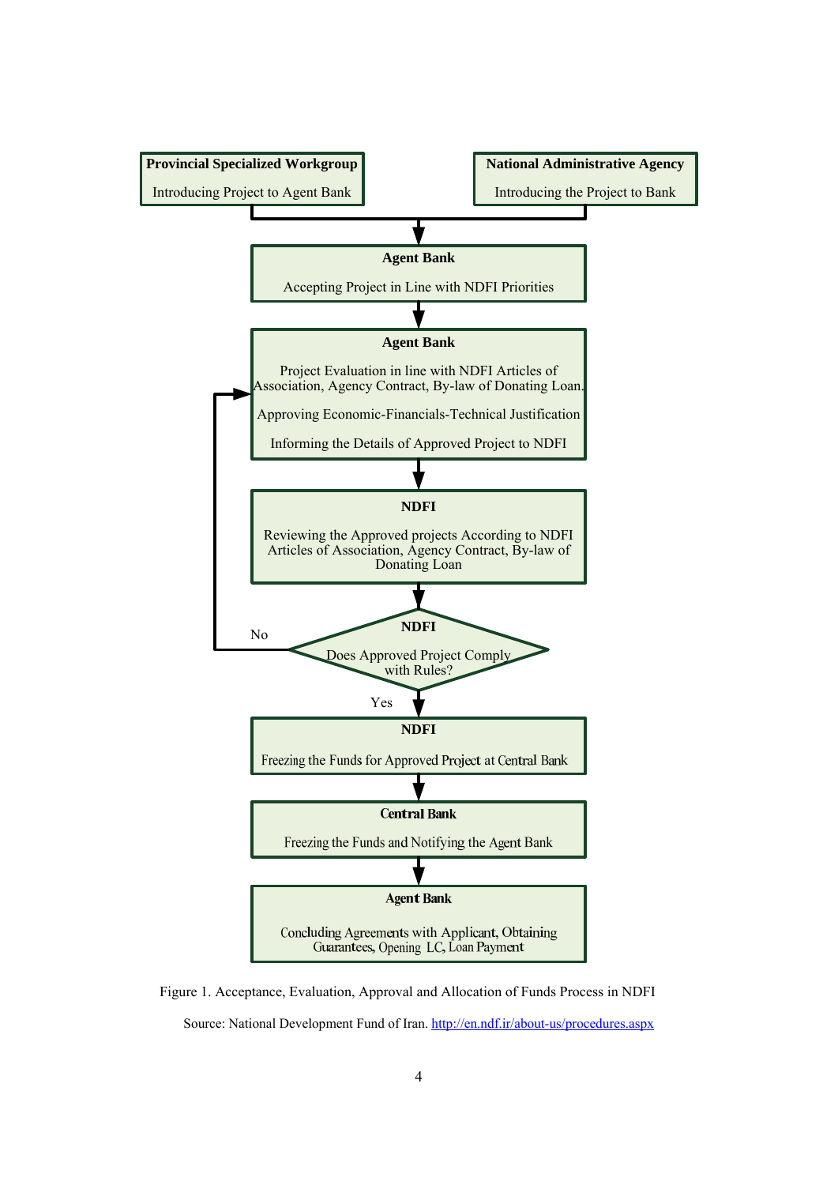**Provincial Specialized Workgroup**

Introducing Project to Agent Bank

**National Administrative Agency**

Introducing the Project to Bank

**Agent Bank**

Accepting Project in Line with NDFI Priorities

**Agent Bank**

Project Evaluation in line with NDFI Articles of Association, Agency Contract, By-law of Donating Loan.

Approving Economic-Financials-Technical Justification

Informing the Details of Approved Project to NDFI

**NDFI**

Reviewing the Approved projects According to NDFI Articles of Association, Agency Contract, By-law of Donating Loan

**NDFI**

Does Approved Project Comply with Rules?

No

Yes

**NDFI**

Freezing the Funds for Approved Project at Central Bank

**Central Bank**

Freezing the Funds and Notifying the Agent Bank

**Agent Bank**

Concluding Agreements with Applicant, Obtaining Guarantees, Opening LC, Loan Payment

Figure 1. Acceptance, Evaluation, Approval and Allocation of Funds Process in NDFI

Source: National Development Fund of Iran. http://en.ndf.ir/about-us/procedures.aspx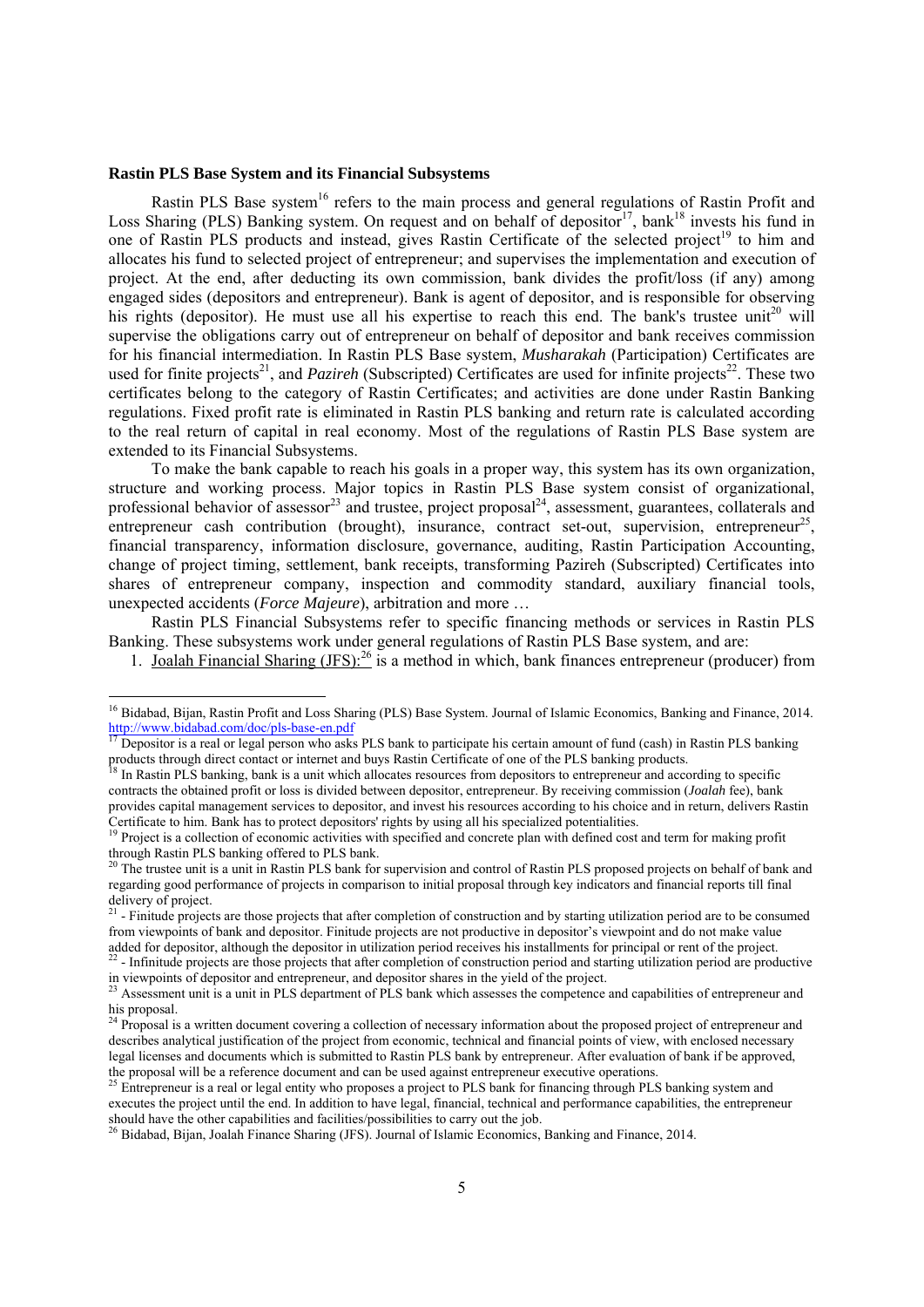**Rastin PLS Base System and its Financial Subsystems**

Rastin PLS Base system[16] refers to the main process and general regulations of Rastin Profit and Loss Sharing (PLS) Banking system. On request and on behalf of depositor[17], bank[18] invests his fund in one of Rastin PLS products and instead, gives Rastin Certificate of the selected project[19] to him and allocates his fund to selected project of entrepreneur; and supervises the implementation and execution of project. At the end, after deducting its own commission, bank divides the profit/loss (if any) among engaged sides (depositors and entrepreneur). Bank is agent of depositor, and is responsible for observing his rights (depositor). He must use all his expertise to reach this end. The bank's trustee unit[20] will supervise the obligations carry out of entrepreneur on behalf of depositor and bank receives commission for his financial intermediation. In Rastin PLS Base system, *Musharakah* (Participation) Certificates are used for finite projects[21], and *Pazireh* (Subscripted) Certificates are used for infinite projects[22]. These two certificates belong to the category of Rastin Certificates; and activities are done under Rastin Banking regulations. Fixed profit rate is eliminated in Rastin PLS banking and return rate is calculated according to the real return of capital in real economy. Most of the regulations of Rastin PLS Base system are extended to its Financial Subsystems.

To make the bank capable to reach his goals in a proper way, this system has its own organization, structure and working process. Major topics in Rastin PLS Base system consist of organizational, professional behavior of assessor[23] and trustee, project proposal[24], assessment, guarantees, collaterals and entrepreneur cash contribution (brought), insurance, contract set-out, supervision, entrepreneur[25], financial transparency, information disclosure, governance, auditing, Rastin Participation Accounting, change of project timing, settlement, bank receipts, transforming Pazireh (Subscripted) Certificates into shares of entrepreneur company, inspection and commodity standard, auxiliary financial tools, unexpected accidents (*Force Majeure*), arbitration and more …

Rastin PLS Financial Subsystems refer to specific financing methods or services in Rastin PLS Banking. These subsystems work under general regulations of Rastin PLS Base system, and are:

1. Joalah Financial Sharing (JFS):[26] is a method in which, bank finances entrepreneur (producer) from

---

[16] Bidabad, Bijan, Rastin Profit and Loss Sharing (PLS) Base System. Journal of Islamic Economics, Banking and Finance, 2014. http://www.bidabad.com/doc/pls-base-en.pdf

[17] Depositor is a real or legal person who asks PLS bank to participate his certain amount of fund (cash) in Rastin PLS banking products through direct contact or internet and buys Rastin Certificate of one of the PLS banking products.

[18] In Rastin PLS banking, bank is a unit which allocates resources from depositors to entrepreneur and according to specific contracts the obtained profit or loss is divided between depositor, entrepreneur. By receiving commission (*Joalah* fee), bank provides capital management services to depositor, and invest his resources according to his choice and in return, delivers Rastin Certificate to him. Bank has to protect depositors' rights by using all his specialized potentialities.

[19] Project is a collection of economic activities with specified and concrete plan with defined cost and term for making profit through Rastin PLS banking offered to PLS bank.

[20] The trustee unit is a unit in Rastin PLS bank for supervision and control of Rastin PLS proposed projects on behalf of bank and regarding good performance of projects in comparison to initial proposal through key indicators and financial reports till final delivery of project.

[21] - Finitude projects are those projects that after completion of construction and by starting utilization period are to be consumed from viewpoints of bank and depositor. Finitude projects are not productive in depositor's viewpoint and do not make value added for depositor, although the depositor in utilization period receives his installments for principal or rent of the project.

[22] - Infinitude projects are those projects that after completion of construction period and starting utilization period are productive in viewpoints of depositor and entrepreneur, and depositor shares in the yield of the project.

[23] Assessment unit is a unit in PLS department of PLS bank which assesses the competence and capabilities of entrepreneur and his proposal.

[24] Proposal is a written document covering a collection of necessary information about the proposed project of entrepreneur and describes analytical justification of the project from economic, technical and financial points of view, with enclosed necessary legal licenses and documents which is submitted to Rastin PLS bank by entrepreneur. After evaluation of bank if be approved, the proposal will be a reference document and can be used against entrepreneur executive operations.

[25] Entrepreneur is a real or legal entity who proposes a project to PLS bank for financing through PLS banking system and executes the project until the end. In addition to have legal, financial, technical and performance capabilities, the entrepreneur should have the other capabilities and facilities/possibilities to carry out the job.

[26] Bidabad, Bijan, Joalah Finance Sharing (JFS). Journal of Islamic Economics, Banking and Finance, 2014.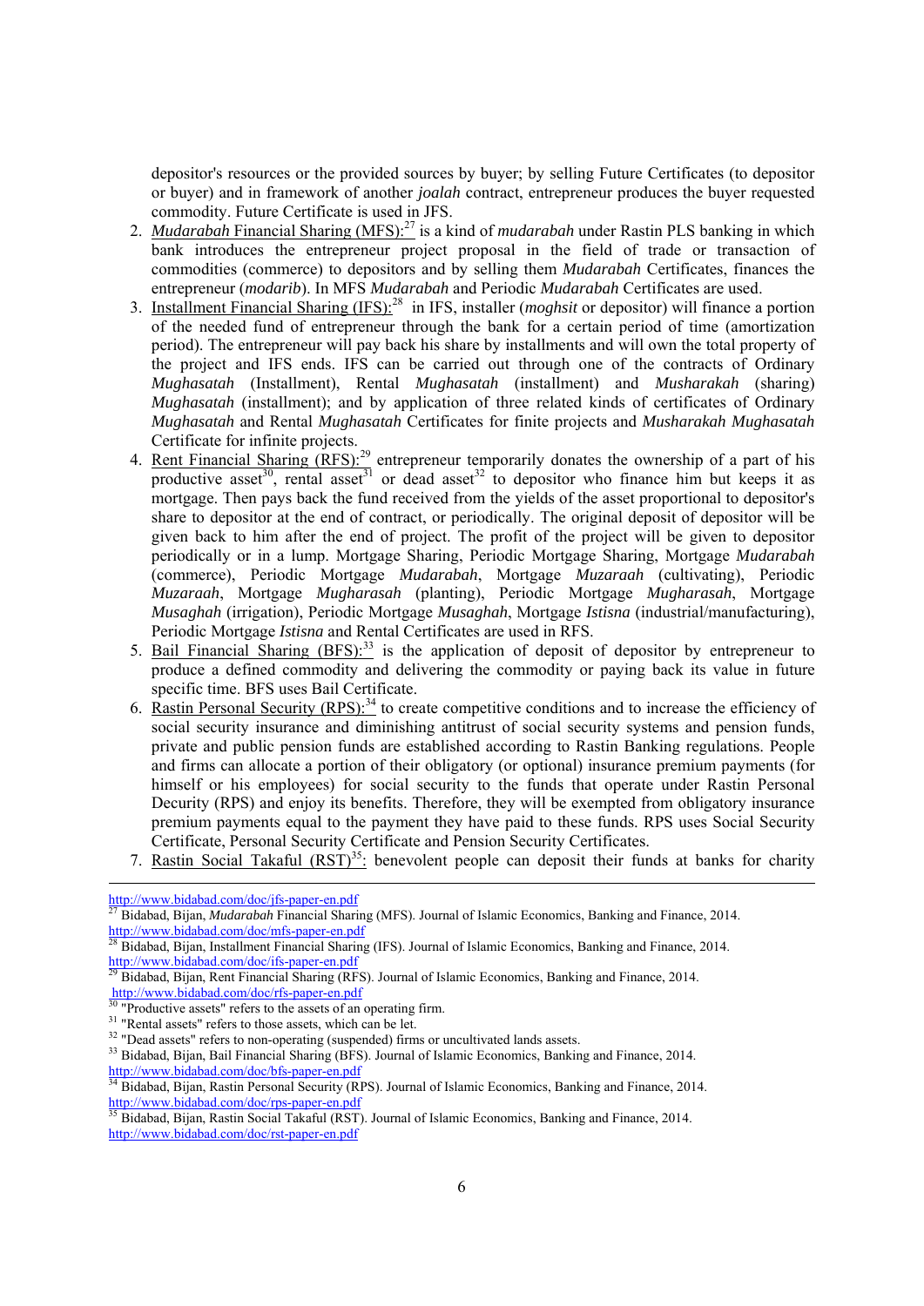depositor's resources or the provided sources by buyer; by selling Future Certificates (to depositor or buyer) and in framework of another *joalah* contract, entrepreneur produces the buyer requested commodity. Future Certificate is used in JFS.

2. *Mudarabah* Financial Sharing (MFS):[27] is a kind of *mudarabah* under Rastin PLS banking in which bank introduces the entrepreneur project proposal in the field of trade or transaction of commodities (commerce) to depositors and by selling them *Mudarabah* Certificates, finances the entrepreneur (*modarib*). In MFS *Mudarabah* and Periodic *Mudarabah* Certificates are used.
3. Installment Financial Sharing (IFS):[28] in IFS, installer (*moghsit* or depositor) will finance a portion of the needed fund of entrepreneur through the bank for a certain period of time (amortization period). The entrepreneur will pay back his share by installments and will own the total property of the project and IFS ends. IFS can be carried out through one of the contracts of Ordinary *Mughasatah* (Installment), Rental *Mughasatah* (installment) and *Musharakah* (sharing) *Mughasatah* (installment); and by application of three related kinds of certificates of Ordinary *Mughasatah* and Rental *Mughasatah* Certificates for finite projects and *Musharakah Mughasatah* Certificate for infinite projects.
4. Rent Financial Sharing (RFS):[29] entrepreneur temporarily donates the ownership of a part of his productive asset[30], rental asset[31] or dead asset[32] to depositor who finance him but keeps it as mortgage. Then pays back the fund received from the yields of the asset proportional to depositor's share to depositor at the end of contract, or periodically. The original deposit of depositor will be given back to him after the end of project. The profit of the project will be given to depositor periodically or in a lump. Mortgage Sharing, Periodic Mortgage Sharing, Mortgage *Mudarabah* (commerce), Periodic Mortgage *Mudarabah*, Mortgage *Muzaraah* (cultivating), Periodic *Muzaraah*, Mortgage *Mugharasah* (planting), Periodic Mortgage *Mugharasah*, Mortgage *Musaghah* (irrigation), Periodic Mortgage *Musaghah*, Mortgage *Istisna* (industrial/manufacturing), Periodic Mortgage *Istisna* and Rental Certificates are used in RFS.
5. Bail Financial Sharing (BFS):[33] is the application of deposit of depositor by entrepreneur to produce a defined commodity and delivering the commodity or paying back its value in future specific time. BFS uses Bail Certificate.
6. Rastin Personal Security (RPS):[34] to create competitive conditions and to increase the efficiency of social security insurance and diminishing antitrust of social security systems and pension funds, private and public pension funds are established according to Rastin Banking regulations. People and firms can allocate a portion of their obligatory (or optional) insurance premium payments (for himself or his employees) for social security to the funds that operate under Rastin Personal Decurity (RPS) and enjoy its benefits. Therefore, they will be exempted from obligatory insurance premium payments equal to the payment they have paid to these funds. RPS uses Social Security Certificate, Personal Security Certificate and Pension Security Certificates.
7. Rastin Social Takaful (RST)[35]: benevolent people can deposit their funds at banks for charity

---

http://www.bidabad.com/doc/jfs-paper-en.pdf

[27] Bidabad, Bijan, *Mudarabah* Financial Sharing (MFS). Journal of Islamic Economics, Banking and Finance, 2014. http://www.bidabad.com/doc/mfs-paper-en.pdf

[28] Bidabad, Bijan, Installment Financial Sharing (IFS). Journal of Islamic Economics, Banking and Finance, 2014. http://www.bidabad.com/doc/ifs-paper-en.pdf

[29] Bidabad, Bijan, Rent Financial Sharing (RFS). Journal of Islamic Economics, Banking and Finance, 2014. http://www.bidabad.com/doc/rfs-paper-en.pdf

[30] "Productive assets" refers to the assets of an operating firm.

[31] "Rental assets" refers to those assets, which can be let.

[32] "Dead assets" refers to non-operating (suspended) firms or uncultivated lands assets.

[33] Bidabad, Bijan, Bail Financial Sharing (BFS). Journal of Islamic Economics, Banking and Finance, 2014. http://www.bidabad.com/doc/bfs-paper-en.pdf

[34] Bidabad, Bijan, Rastin Personal Security (RPS). Journal of Islamic Economics, Banking and Finance, 2014. http://www.bidabad.com/doc/rps-paper-en.pdf

[35] Bidabad, Bijan, Rastin Social Takaful (RST). Journal of Islamic Economics, Banking and Finance, 2014. http://www.bidabad.com/doc/rst-paper-en.pdf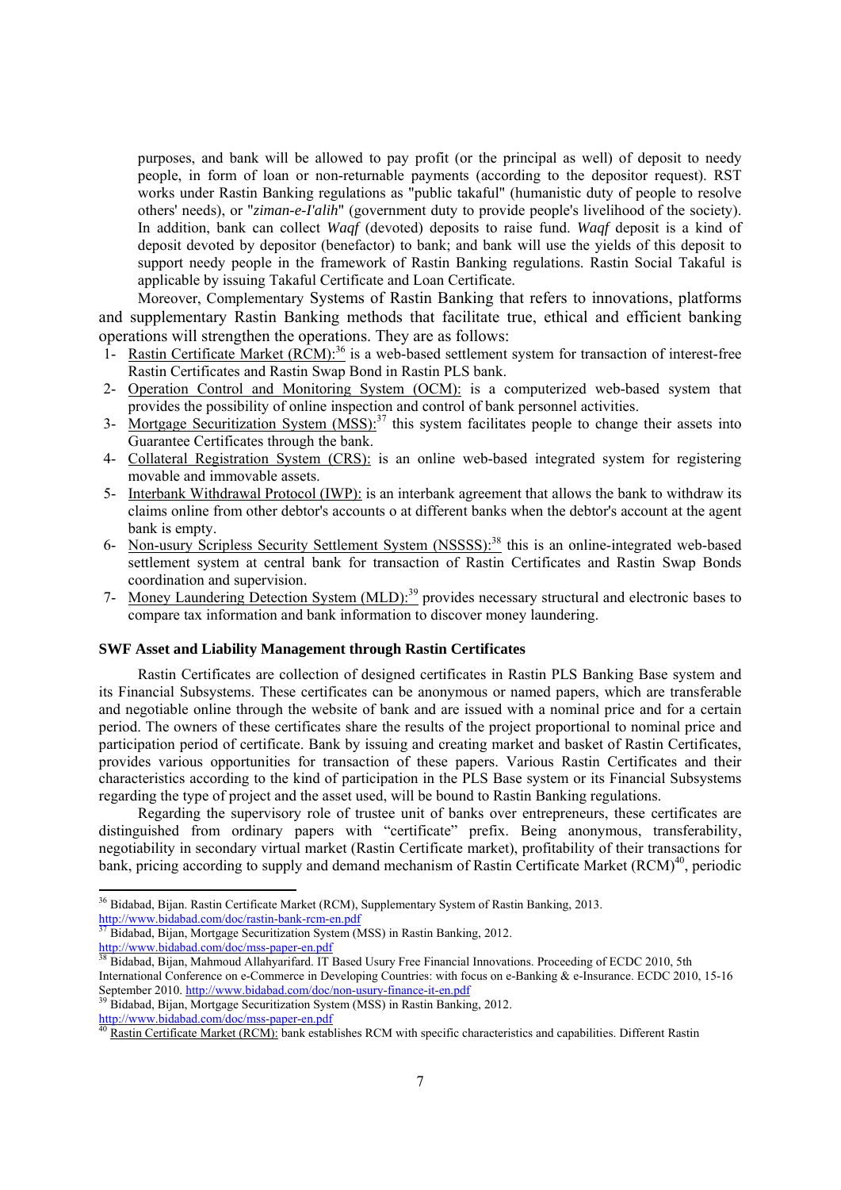purposes, and bank will be allowed to pay profit (or the principal as well) of deposit to needy people, in form of loan or non-returnable payments (according to the depositor request). RST works under Rastin Banking regulations as "public takaful" (humanistic duty of people to resolve others' needs), or "*ziman-e-I'alih*" (government duty to provide people's livelihood of the society). In addition, bank can collect *Waqf* (devoted) deposits to raise fund. *Waqf* deposit is a kind of deposit devoted by depositor (benefactor) to bank; and bank will use the yields of this deposit to support needy people in the framework of Rastin Banking regulations. Rastin Social Takaful is applicable by issuing Takaful Certificate and Loan Certificate.

Moreover, Complementary Systems of Rastin Banking that refers to innovations, platforms and supplementary Rastin Banking methods that facilitate true, ethical and efficient banking operations will strengthen the operations. They are as follows:

1- Rastin Certificate Market (RCM):[36] is a web-based settlement system for transaction of interest-free Rastin Certificates and Rastin Swap Bond in Rastin PLS bank.
2- Operation Control and Monitoring System (OCM): is a computerized web-based system that provides the possibility of online inspection and control of bank personnel activities.
3- Mortgage Securitization System (MSS):[37] this system facilitates people to change their assets into Guarantee Certificates through the bank.
4- Collateral Registration System (CRS): is an online web-based integrated system for registering movable and immovable assets.
5- Interbank Withdrawal Protocol (IWP): is an interbank agreement that allows the bank to withdraw its claims online from other debtor's accounts o at different banks when the debtor's account at the agent bank is empty.
6- Non-usury Scripless Security Settlement System (NSSSS):[38] this is an online-integrated web-based settlement system at central bank for transaction of Rastin Certificates and Rastin Swap Bonds coordination and supervision.
7- Money Laundering Detection System (MLD):[39] provides necessary structural and electronic bases to compare tax information and bank information to discover money laundering.

**SWF Asset and Liability Management through Rastin Certificates**

Rastin Certificates are collection of designed certificates in Rastin PLS Banking Base system and its Financial Subsystems. These certificates can be anonymous or named papers, which are transferable and negotiable online through the website of bank and are issued with a nominal price and for a certain period. The owners of these certificates share the results of the project proportional to nominal price and participation period of certificate. Bank by issuing and creating market and basket of Rastin Certificates, provides various opportunities for transaction of these papers. Various Rastin Certificates and their characteristics according to the kind of participation in the PLS Base system or its Financial Subsystems regarding the type of project and the asset used, will be bound to Rastin Banking regulations.

Regarding the supervisory role of trustee unit of banks over entrepreneurs, these certificates are distinguished from ordinary papers with "certificate" prefix. Being anonymous, transferability, negotiability in secondary virtual market (Rastin Certificate market), profitability of their transactions for bank, pricing according to supply and demand mechanism of Rastin Certificate Market (RCM)[40], periodic

---

[36] Bidabad, Bijan. Rastin Certificate Market (RCM), Supplementary System of Rastin Banking, 2013. http://www.bidabad.com/doc/rastin-bank-rcm-en.pdf

[37] Bidabad, Bijan, Mortgage Securitization System (MSS) in Rastin Banking, 2012. http://www.bidabad.com/doc/mss-paper-en.pdf

[38] Bidabad, Bijan, Mahmoud Allahyarifard. IT Based Usury Free Financial Innovations. Proceeding of ECDC 2010, 5th International Conference on e-Commerce in Developing Countries: with focus on e-Banking & e-Insurance. ECDC 2010, 15-16 September 2010. http://www.bidabad.com/doc/non-usury-finance-it-en.pdf

[39] Bidabad, Bijan, Mortgage Securitization System (MSS) in Rastin Banking, 2012. http://www.bidabad.com/doc/mss-paper-en.pdf

[40] Rastin Certificate Market (RCM): bank establishes RCM with specific characteristics and capabilities. Different Rastin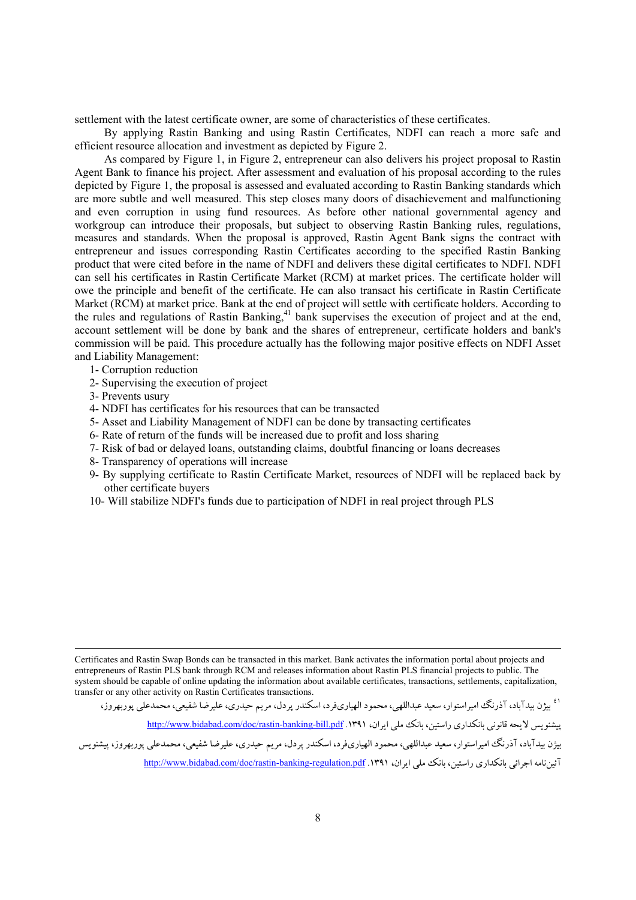settlement with the latest certificate owner, are some of characteristics of these certificates.

By applying Rastin Banking and using Rastin Certificates, NDFI can reach a more safe and efficient resource allocation and investment as depicted by Figure 2.

As compared by Figure 1, in Figure 2, entrepreneur can also delivers his project proposal to Rastin Agent Bank to finance his project. After assessment and evaluation of his proposal according to the rules depicted by Figure 1, the proposal is assessed and evaluated according to Rastin Banking standards which are more subtle and well measured. This step closes many doors of disachievement and malfunctioning and even corruption in using fund resources. As before other national governmental agency and workgroup can introduce their proposals, but subject to observing Rastin Banking rules, regulations, measures and standards. When the proposal is approved, Rastin Agent Bank signs the contract with entrepreneur and issues corresponding Rastin Certificates according to the specified Rastin Banking product that were cited before in the name of NDFI and delivers these digital certificates to NDFI. NDFI can sell his certificates in Rastin Certificate Market (RCM) at market prices. The certificate holder will owe the principle and benefit of the certificate. He can also transact his certificate in Rastin Certificate Market (RCM) at market price. Bank at the end of project will settle with certificate holders. According to the rules and regulations of Rastin Banking,[41] bank supervises the execution of project and at the end, account settlement will be done by bank and the shares of entrepreneur, certificate holders and bank's commission will be paid. This procedure actually has the following major positive effects on NDFI Asset and Liability Management:

1- Corruption reduction
2- Supervising the execution of project
3- Prevents usury
4- NDFI has certificates for his resources that can be transacted
5- Asset and Liability Management of NDFI can be done by transacting certificates
6- Rate of return of the funds will be increased due to profit and loss sharing
7- Risk of bad or delayed loans, outstanding claims, doubtful financing or loans decreases
8- Transparency of operations will increase
9- By supplying certificate to Rastin Certificate Market, resources of NDFI will be replaced back by other certificate buyers
10- Will stabilize NDFI's funds due to participation of NDFI in real project through PLS

---

Certificates and Rastin Swap Bonds can be transacted in this market. Bank activates the information portal about projects and entrepreneurs of Rastin PLS bank through RCM and releases information about Rastin PLS financial projects to public. The system should be capable of online updating the information about available certificates, transactions, settlements, capitalization, transfer or any other activity on Rastin Certificates transactions.

[41] بیژن بیدآباد، آذرنگ امیراستوار، سعید عبداللهی، محمود الهیاری‌فرد، اسکندر پردل، مریم حیدری، علیرضا شفیعی، محمدعلی پوربهروز، پیشنویس لایحه قانونی بانکداری راستین، بانک ملی ایران، ۱۳۹۱. http://www.bidabad.com/doc/rastin-banking-bill.pdf

بیژن بیدآباد، آذرنگ امیراستوار، سعید عبداللهی، محمود الهیاری‌فرد، اسکندر پردل، مریم حیدری، علیرضا شفیعی، محمدعلی پوربهروز، پیشنویس آئین‌نامه اجرائی بانکداری راستین، بانک ملی ایران، ۱۳۹۱. http://www.bidabad.com/doc/rastin-banking-regulation.pdf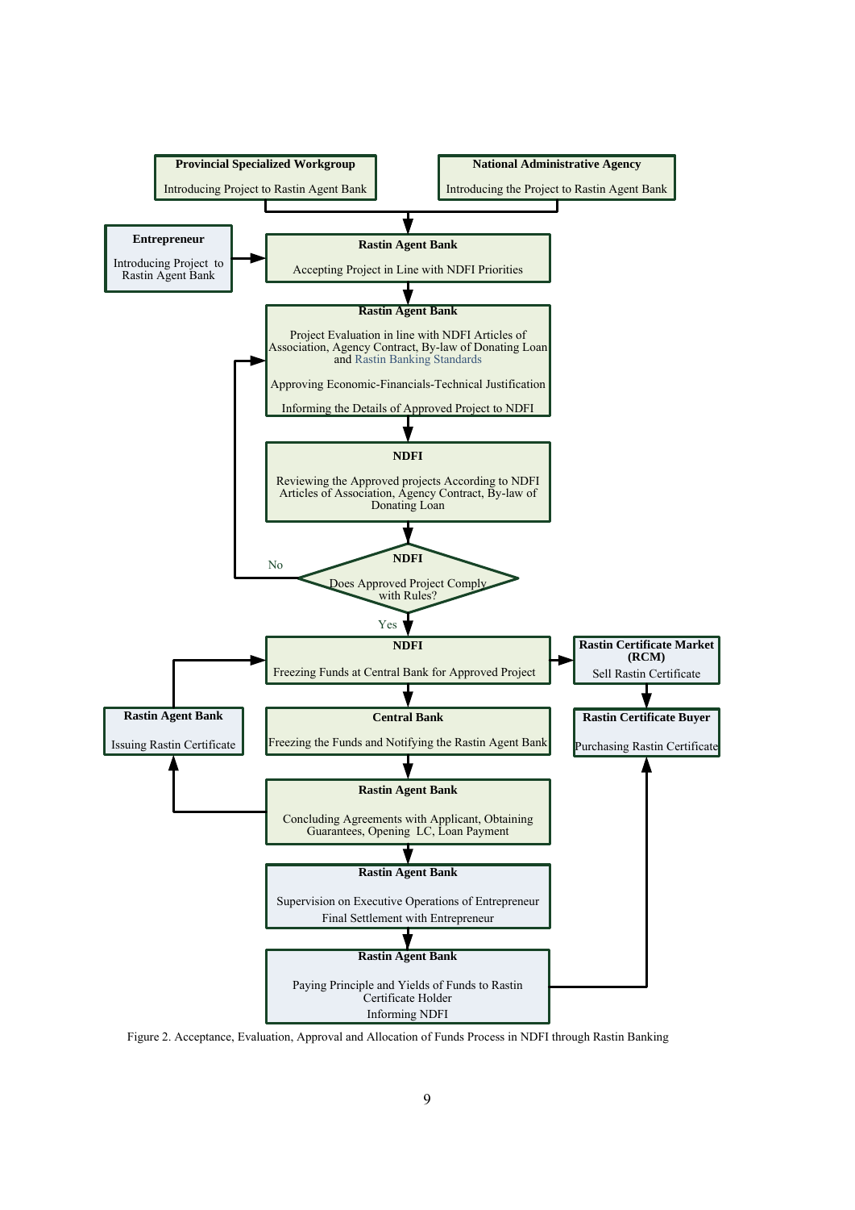**Provincial Specialized Workgroup**

Introducing Project to Rastin Agent Bank

**National Administrative Agency**

Introducing the Project to Rastin Agent Bank

**Entrepreneur**

Introducing Project to Rastin Agent Bank

**Rastin Agent Bank**

Accepting Project in Line with NDFI Priorities

**Rastin Agent Bank**

Project Evaluation in line with NDFI Articles of Association, Agency Contract, By-law of Donating Loan and Rastin Banking Standards

Approving Economic-Financials-Technical Justification

Informing the Details of Approved Project to NDFI

**NDFI**

Reviewing the Approved projects According to NDFI Articles of Association, Agency Contract, By-law of Donating Loan

**NDFI**

Does Approved Project Comply with Rules?

No

Yes

**NDFI**

Freezing Funds at Central Bank for Approved Project

**Rastin Certificate Market (RCM)**

Sell Rastin Certificate

**Rastin Agent Bank**

Issuing Rastin Certificate

**Central Bank**

Freezing the Funds and Notifying the Rastin Agent Bank

**Rastin Certificate Buyer**

Purchasing Rastin Certificate

**Rastin Agent Bank**

Concluding Agreements with Applicant, Obtaining Guarantees, Opening LC, Loan Payment

**Rastin Agent Bank**

Supervision on Executive Operations of Entrepreneur

Final Settlement with Entrepreneur

**Rastin Agent Bank**

Paying Principle and Yields of Funds to Rastin Certificate Holder

Informing NDFI

Figure 2. Acceptance, Evaluation, Approval and Allocation of Funds Process in NDFI through Rastin Banking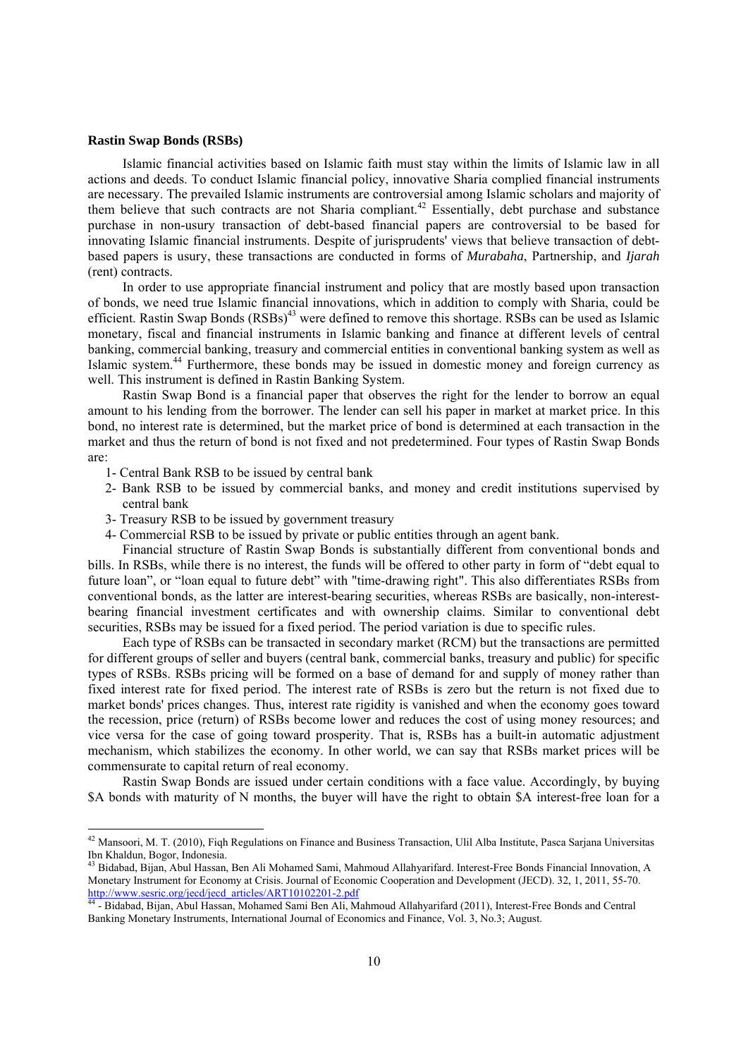**Rastin Swap Bonds (RSBs)**

Islamic financial activities based on Islamic faith must stay within the limits of Islamic law in all actions and deeds. To conduct Islamic financial policy, innovative Sharia complied financial instruments are necessary. The prevailed Islamic instruments are controversial among Islamic scholars and majority of them believe that such contracts are not Sharia compliant.[42] Essentially, debt purchase and substance purchase in non-usury transaction of debt-based financial papers are controversial to be based for innovating Islamic financial instruments. Despite of jurisprudents' views that believe transaction of debt-based papers is usury, these transactions are conducted in forms of *Murabaha*, Partnership, and *Ijarah* (rent) contracts.

In order to use appropriate financial instrument and policy that are mostly based upon transaction of bonds, we need true Islamic financial innovations, which in addition to comply with Sharia, could be efficient. Rastin Swap Bonds (RSBs)[43] were defined to remove this shortage. RSBs can be used as Islamic monetary, fiscal and financial instruments in Islamic banking and finance at different levels of central banking, commercial banking, treasury and commercial entities in conventional banking system as well as Islamic system.[44] Furthermore, these bonds may be issued in domestic money and foreign currency as well. This instrument is defined in Rastin Banking System.

Rastin Swap Bond is a financial paper that observes the right for the lender to borrow an equal amount to his lending from the borrower. The lender can sell his paper in market at market price. In this bond, no interest rate is determined, but the market price of bond is determined at each transaction in the market and thus the return of bond is not fixed and not predetermined. Four types of Rastin Swap Bonds are:

1- Central Bank RSB to be issued by central bank
2- Bank RSB to be issued by commercial banks, and money and credit institutions supervised by central bank
3- Treasury RSB to be issued by government treasury
4- Commercial RSB to be issued by private or public entities through an agent bank.

Financial structure of Rastin Swap Bonds is substantially different from conventional bonds and bills. In RSBs, while there is no interest, the funds will be offered to other party in form of "debt equal to future loan", or "loan equal to future debt" with "time-drawing right". This also differentiates RSBs from conventional bonds, as the latter are interest-bearing securities, whereas RSBs are basically, non-interest-bearing financial investment certificates and with ownership claims. Similar to conventional debt securities, RSBs may be issued for a fixed period. The period variation is due to specific rules.

Each type of RSBs can be transacted in secondary market (RCM) but the transactions are permitted for different groups of seller and buyers (central bank, commercial banks, treasury and public) for specific types of RSBs. RSBs pricing will be formed on a base of demand for and supply of money rather than fixed interest rate for fixed period. The interest rate of RSBs is zero but the return is not fixed due to market bonds' prices changes. Thus, interest rate rigidity is vanished and when the economy goes toward the recession, price (return) of RSBs become lower and reduces the cost of using money resources; and vice versa for the case of going toward prosperity. That is, RSBs has a built-in automatic adjustment mechanism, which stabilizes the economy. In other world, we can say that RSBs market prices will be commensurate to capital return of real economy.

Rastin Swap Bonds are issued under certain conditions with a face value. Accordingly, by buying \$A bonds with maturity of N months, the buyer will have the right to obtain \$A interest-free loan for a

---

[42] Mansoori, M. T. (2010), Fiqh Regulations on Finance and Business Transaction, Ulil Alba Institute, Pasca Sarjana Universitas Ibn Khaldun, Bogor, Indonesia.

[43] Bidabad, Bijan, Abul Hassan, Ben Ali Mohamed Sami, Mahmoud Allahyarifard. Interest-Free Bonds Financial Innovation, A Monetary Instrument for Economy at Crisis. Journal of Economic Cooperation and Development (JECD). 32, 1, 2011, 55-70. http://www.sesric.org/jecd/jecd_articles/ART10102201-2.pdf

[44] - Bidabad, Bijan, Abul Hassan, Mohamed Sami Ben Ali, Mahmoud Allahyarifard (2011), Interest-Free Bonds and Central Banking Monetary Instruments, International Journal of Economics and Finance, Vol. 3, No.3; August.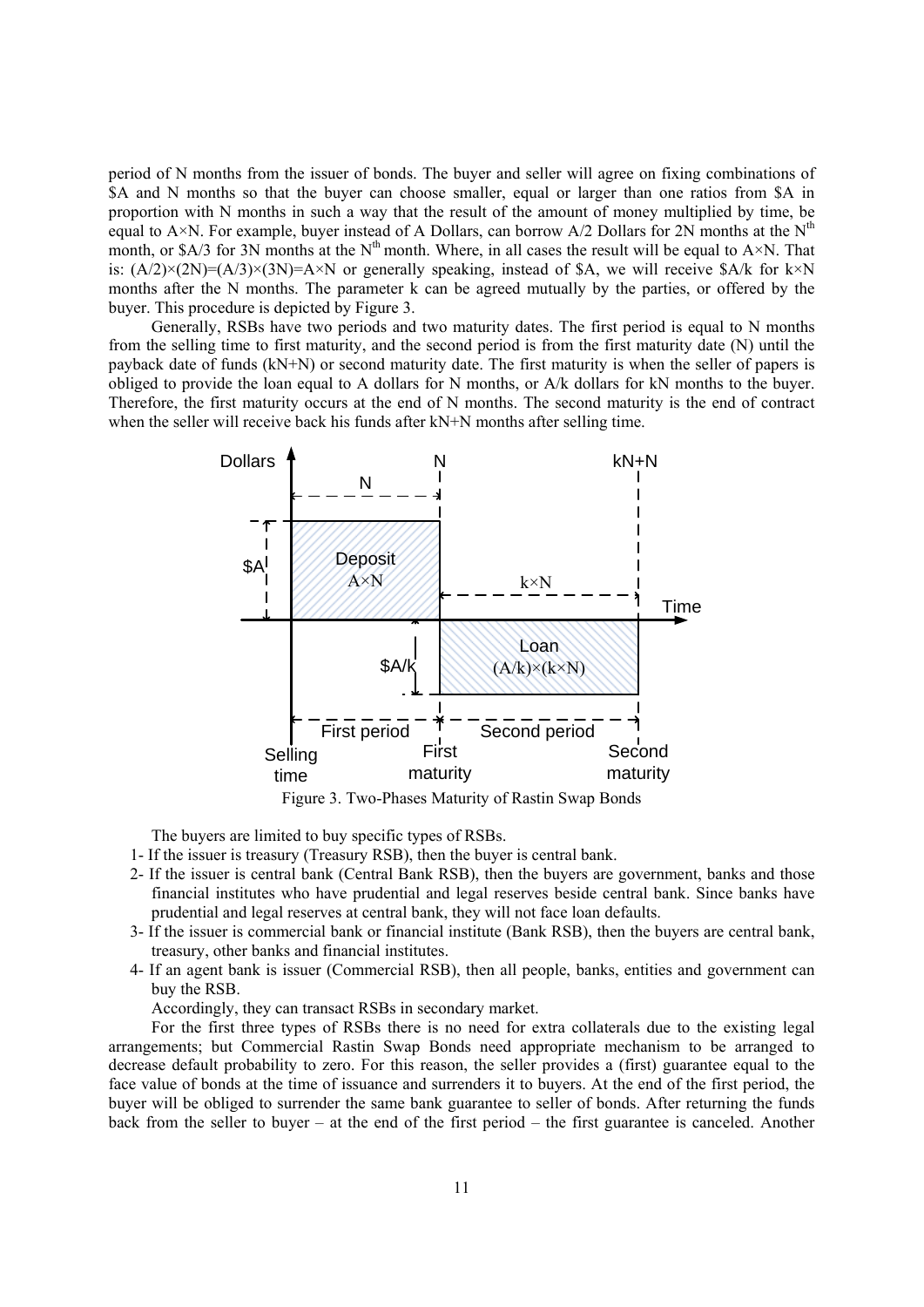period of N months from the issuer of bonds. The buyer and seller will agree on fixing combinations of \$A and N months so that the buyer can choose smaller, equal or larger than one ratios from \$A in proportion with N months in such a way that the result of the amount of money multiplied by time, be equal to $A\times N$. For example, buyer instead of A Dollars, can borrow A/2 Dollars for 2N months at the $N^{th}$ month, or \$A/3 for 3N months at the $N^{th}$ month. Where, in all cases the result will be equal to $A\times N$. That is: $(A/2)\times(2N)=(A/3)\times(3N)=A\times N$ or generally speaking, instead of \$A, we will receive \$A/k for $k\times N$ months after the N months. The parameter k can be agreed mutually by the parties, or offered by the buyer. This procedure is depicted by Figure 3.

Generally, RSBs have two periods and two maturity dates. The first period is equal to N months from the selling time to first maturity, and the second period is from the first maturity date (N) until the payback date of funds (kN+N) or second maturity date. The first maturity is when the seller of papers is obliged to provide the loan equal to A dollars for N months, or A/k dollars for kN months to the buyer. Therefore, the first maturity occurs at the end of N months. The second maturity is the end of contract when the seller will receive back his funds after kN+N months after selling time.

Figure 3. Two-Phases Maturity of Rastin Swap Bonds

The buyers are limited to buy specific types of RSBs.

1- If the issuer is treasury (Treasury RSB), then the buyer is central bank.
2- If the issuer is central bank (Central Bank RSB), then the buyers are government, banks and those financial institutes who have prudential and legal reserves beside central bank. Since banks have prudential and legal reserves at central bank, they will not face loan defaults.
3- If the issuer is commercial bank or financial institute (Bank RSB), then the buyers are central bank, treasury, other banks and financial institutes.
4- If an agent bank is issuer (Commercial RSB), then all people, banks, entities and government can buy the RSB.

Accordingly, they can transact RSBs in secondary market.

For the first three types of RSBs there is no need for extra collaterals due to the existing legal arrangements; but Commercial Rastin Swap Bonds need appropriate mechanism to be arranged to decrease default probability to zero. For this reason, the seller provides a (first) guarantee equal to the face value of bonds at the time of issuance and surrenders it to buyers. At the end of the first period, the buyer will be obliged to surrender the same bank guarantee to seller of bonds. After returning the funds back from the seller to buyer – at the end of the first period – the first guarantee is canceled. Another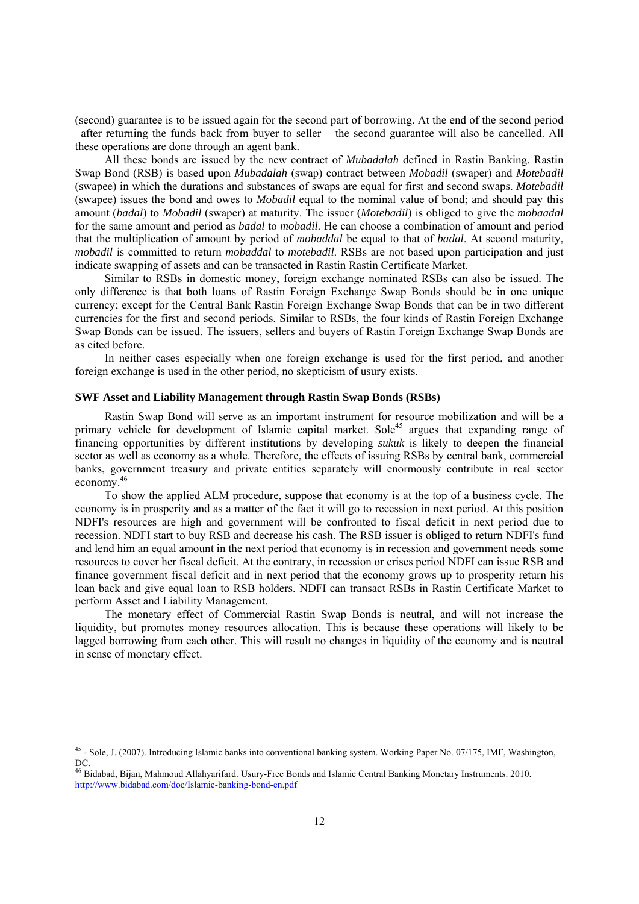(second) guarantee is to be issued again for the second part of borrowing. At the end of the second period –after returning the funds back from buyer to seller – the second guarantee will also be cancelled. All these operations are done through an agent bank.

All these bonds are issued by the new contract of *Mubadalah* defined in Rastin Banking. Rastin Swap Bond (RSB) is based upon *Mubadalah* (swap) contract between *Mobadil* (swaper) and *Motebadil* (swapee) in which the durations and substances of swaps are equal for first and second swaps. *Motebadil* (swapee) issues the bond and owes to *Mobadil* equal to the nominal value of bond; and should pay this amount (*badal*) to *Mobadil* (swaper) at maturity. The issuer (*Motebadil*) is obliged to give the *mobaadal* for the same amount and period as *badal* to *mobadil*. He can choose a combination of amount and period that the multiplication of amount by period of *mobaddal* be equal to that of *badal*. At second maturity, *mobadil* is committed to return *mobaddal* to *motebadil*. RSBs are not based upon participation and just indicate swapping of assets and can be transacted in Rastin Rastin Certificate Market.

Similar to RSBs in domestic money, foreign exchange nominated RSBs can also be issued. The only difference is that both loans of Rastin Foreign Exchange Swap Bonds should be in one unique currency; except for the Central Bank Rastin Foreign Exchange Swap Bonds that can be in two different currencies for the first and second periods. Similar to RSBs, the four kinds of Rastin Foreign Exchange Swap Bonds can be issued. The issuers, sellers and buyers of Rastin Foreign Exchange Swap Bonds are as cited before.

In neither cases especially when one foreign exchange is used for the first period, and another foreign exchange is used in the other period, no skepticism of usury exists.

### SWF Asset and Liability Management through Rastin Swap Bonds (RSBs)

Rastin Swap Bond will serve as an important instrument for resource mobilization and will be a primary vehicle for development of Islamic capital market. Sole[45] argues that expanding range of financing opportunities by different institutions by developing *sukuk* is likely to deepen the financial sector as well as economy as a whole. Therefore, the effects of issuing RSBs by central bank, commercial banks, government treasury and private entities separately will enormously contribute in real sector economy.[46]

To show the applied ALM procedure, suppose that economy is at the top of a business cycle. The economy is in prosperity and as a matter of the fact it will go to recession in next period. At this position NDFI's resources are high and government will be confronted to fiscal deficit in next period due to recession. NDFI start to buy RSB and decrease his cash. The RSB issuer is obliged to return NDFI's fund and lend him an equal amount in the next period that economy is in recession and government needs some resources to cover her fiscal deficit. At the contrary, in recession or crises period NDFI can issue RSB and finance government fiscal deficit and in next period that the economy grows up to prosperity return his loan back and give equal loan to RSB holders. NDFI can transact RSBs in Rastin Certificate Market to perform Asset and Liability Management.

The monetary effect of Commercial Rastin Swap Bonds is neutral, and will not increase the liquidity, but promotes money resources allocation. This is because these operations will likely to be lagged borrowing from each other. This will result no changes in liquidity of the economy and is neutral in sense of monetary effect.

---

[45] - Sole, J. (2007). Introducing Islamic banks into conventional banking system. Working Paper No. 07/175, IMF, Washington, DC.

[46] Bidabad, Bijan, Mahmoud Allahyarifard. Usury-Free Bonds and Islamic Central Banking Monetary Instruments. 2010. http://www.bidabad.com/doc/Islamic-banking-bond-en.pdf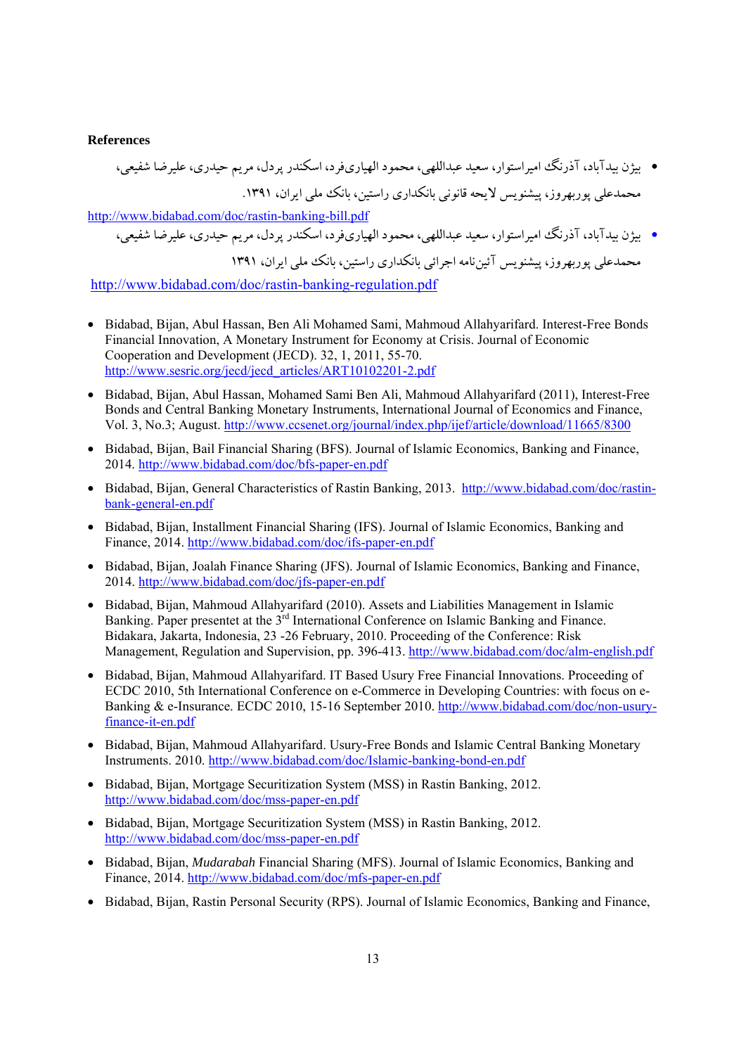**References**

- بیژن بیدآباد، آذرنگ امیراستوار، سعید عبداللهی، محمود الهیاری‌فرد، اسکندر پردل، مریم حیدری، علیرضا شفیعی، محمدعلی پوربهروز، پیشنویس لایحه قانونی بانکداری راستین، بانک ملی ایران، ۱۳۹۱.

http://www.bidabad.com/doc/rastin-banking-bill.pdf

- بیژن بیدآباد، آذرنگ امیراستوار، سعید عبداللهی، محمود الهیاری‌فرد، اسکندر پردل، مریم حیدری، علیرضا شفیعی، محمدعلی پوربهروز، پیشنویس آئین‌نامه اجرائی بانکداری راستین، بانک ملی ایران، ۱۳۹۱

http://www.bidabad.com/doc/rastin-banking-regulation.pdf

- Bidabad, Bijan, Abul Hassan, Ben Ali Mohamed Sami, Mahmoud Allahyarifard. Interest-Free Bonds Financial Innovation, A Monetary Instrument for Economy at Crisis. Journal of Economic Cooperation and Development (JECD). 32, 1, 2011, 55-70. http://www.sesric.org/jecd/jecd_articles/ART10102201-2.pdf
- Bidabad, Bijan, Abul Hassan, Mohamed Sami Ben Ali, Mahmoud Allahyarifard (2011), Interest-Free Bonds and Central Banking Monetary Instruments, International Journal of Economics and Finance, Vol. 3, No.3; August. http://www.ccsenet.org/journal/index.php/ijef/article/download/11665/8300
- Bidabad, Bijan, Bail Financial Sharing (BFS). Journal of Islamic Economics, Banking and Finance, 2014. http://www.bidabad.com/doc/bfs-paper-en.pdf
- Bidabad, Bijan, General Characteristics of Rastin Banking, 2013. http://www.bidabad.com/doc/rastin-bank-general-en.pdf
- Bidabad, Bijan, Installment Financial Sharing (IFS). Journal of Islamic Economics, Banking and Finance, 2014. http://www.bidabad.com/doc/ifs-paper-en.pdf
- Bidabad, Bijan, Joalah Finance Sharing (JFS). Journal of Islamic Economics, Banking and Finance, 2014. http://www.bidabad.com/doc/jfs-paper-en.pdf
- Bidabad, Bijan, Mahmoud Allahyarifard (2010). Assets and Liabilities Management in Islamic Banking. Paper presentet at the 3rd International Conference on Islamic Banking and Finance. Bidakara, Jakarta, Indonesia, 23 -26 February, 2010. Proceeding of the Conference: Risk Management, Regulation and Supervision, pp. 396-413. http://www.bidabad.com/doc/alm-english.pdf
- Bidabad, Bijan, Mahmoud Allahyarifard. IT Based Usury Free Financial Innovations. Proceeding of ECDC 2010, 5th International Conference on e-Commerce in Developing Countries: with focus on e-Banking & e-Insurance. ECDC 2010, 15-16 September 2010. http://www.bidabad.com/doc/non-usury-finance-it-en.pdf
- Bidabad, Bijan, Mahmoud Allahyarifard. Usury-Free Bonds and Islamic Central Banking Monetary Instruments. 2010. http://www.bidabad.com/doc/Islamic-banking-bond-en.pdf
- Bidabad, Bijan, Mortgage Securitization System (MSS) in Rastin Banking, 2012. http://www.bidabad.com/doc/mss-paper-en.pdf
- Bidabad, Bijan, Mortgage Securitization System (MSS) in Rastin Banking, 2012. http://www.bidabad.com/doc/mss-paper-en.pdf
- Bidabad, Bijan, *Mudarabah* Financial Sharing (MFS). Journal of Islamic Economics, Banking and Finance, 2014. http://www.bidabad.com/doc/mfs-paper-en.pdf
- Bidabad, Bijan, Rastin Personal Security (RPS). Journal of Islamic Economics, Banking and Finance,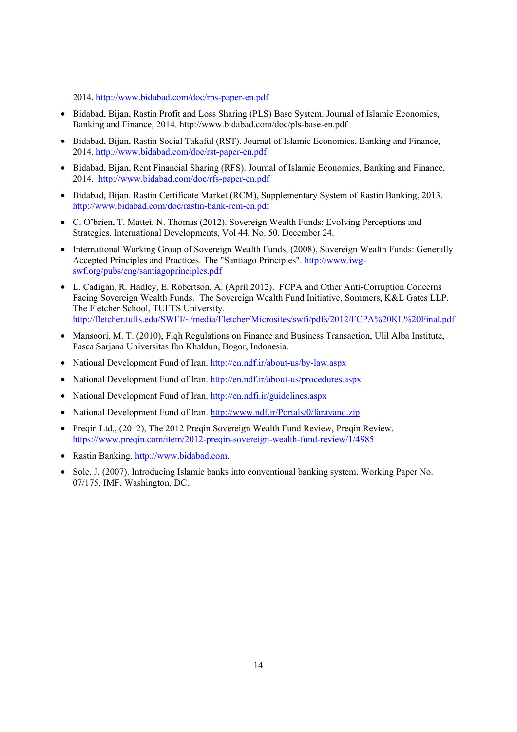2014. http://www.bidabad.com/doc/rps-paper-en.pdf

- Bidabad, Bijan, Rastin Profit and Loss Sharing (PLS) Base System. Journal of Islamic Economics, Banking and Finance, 2014. http://www.bidabad.com/doc/pls-base-en.pdf
- Bidabad, Bijan, Rastin Social Takaful (RST). Journal of Islamic Economics, Banking and Finance, 2014. http://www.bidabad.com/doc/rst-paper-en.pdf
- Bidabad, Bijan, Rent Financial Sharing (RFS). Journal of Islamic Economics, Banking and Finance, 2014. http://www.bidabad.com/doc/rfs-paper-en.pdf
- Bidabad, Bijan. Rastin Certificate Market (RCM), Supplementary System of Rastin Banking, 2013. http://www.bidabad.com/doc/rastin-bank-rcm-en.pdf
- C. O'brien, T. Mattei, N. Thomas (2012). Sovereign Wealth Funds: Evolving Perceptions and Strategies. International Developments, Vol 44, No. 50. December 24.
- International Working Group of Sovereign Wealth Funds, (2008), Sovereign Wealth Funds: Generally Accepted Principles and Practices. The "Santiago Principles". http://www.iwg-swf.org/pubs/eng/santiagoprinciples.pdf
- L. Cadigan, R. Hadley, E. Robertson, A. (April 2012). FCPA and Other Anti-Corruption Concerns Facing Sovereign Wealth Funds. The Sovereign Wealth Fund Initiative, Sommers, K&L Gates LLP. The Fletcher School, TUFTS University. http://fletcher.tufts.edu/SWFI/~/media/Fletcher/Microsites/swfi/pdfs/2012/FCPA%20KL%20Final.pdf
- Mansoori, M. T. (2010), Fiqh Regulations on Finance and Business Transaction, Ulil Alba Institute, Pasca Sarjana Universitas Ibn Khaldun, Bogor, Indonesia.
- National Development Fund of Iran. http://en.ndf.ir/about-us/by-law.aspx
- National Development Fund of Iran. http://en.ndf.ir/about-us/procedures.aspx
- National Development Fund of Iran. http://en.ndfi.ir/guidelines.aspx
- National Development Fund of Iran. http://www.ndf.ir/Portals/0/farayand.zip
- Preqin Ltd., (2012), The 2012 Preqin Sovereign Wealth Fund Review, Preqin Review. https://www.preqin.com/item/2012-preqin-sovereign-wealth-fund-review/1/4985
- Rastin Banking. http://www.bidabad.com.
- Sole, J. (2007). Introducing Islamic banks into conventional banking system. Working Paper No. 07/175, IMF, Washington, DC.